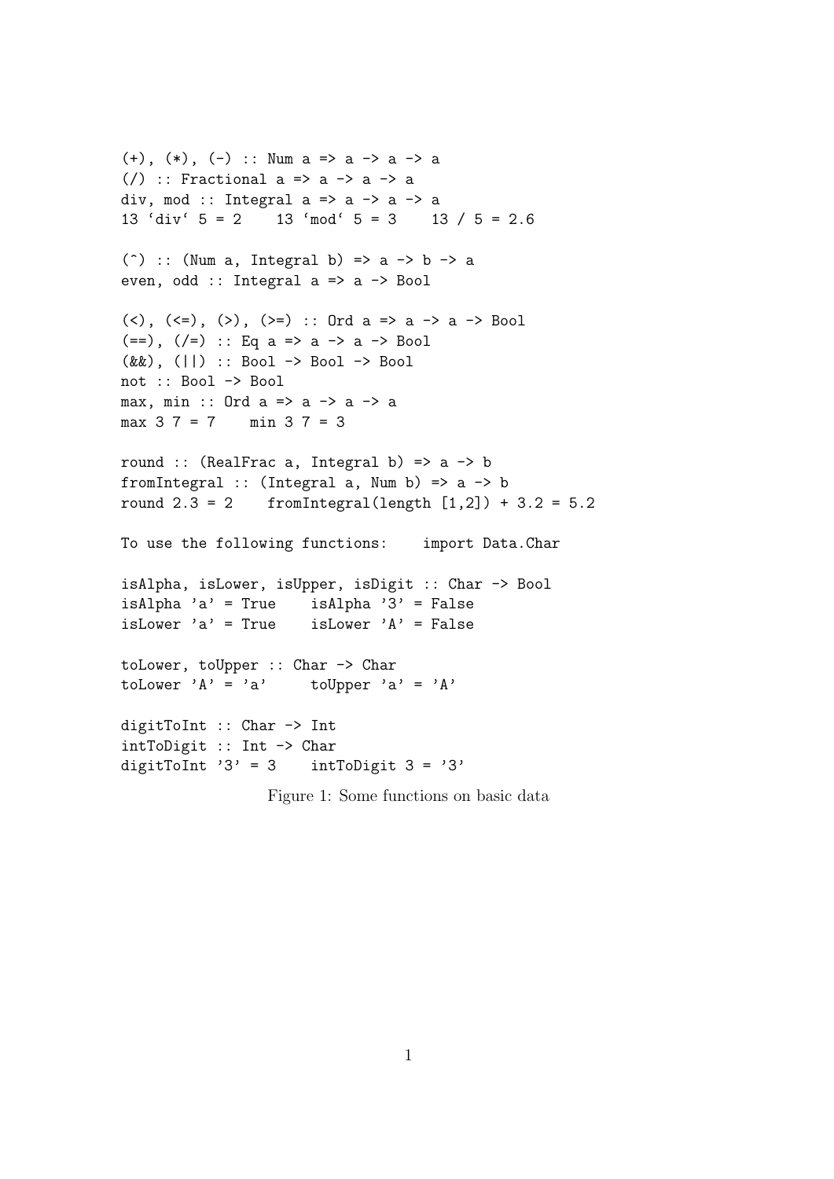```
(+), (*), (-) :: Num a => a -> a -> a
(/) :: Fractional a => a -> a -> a
div, mod :: Integral a => a -> a -> a
13 `div` 5 = 2    13 `mod` 5 = 3    13 / 5 = 2.6

(^) :: (Num a, Integral b) => a -> b -> a
even, odd :: Integral a => a -> Bool

(<), (<=), (>), (>=) :: Ord a => a -> a -> Bool
(==), (/=) :: Eq a => a -> a -> Bool
(&&), (||) :: Bool -> Bool -> Bool
not :: Bool -> Bool
max, min :: Ord a => a -> a -> a
max 3 7 = 7    min 3 7 = 3

round :: (RealFrac a, Integral b) => a -> b
fromIntegral :: (Integral a, Num b) => a -> b
round 2.3 = 2    fromIntegral(length [1,2]) + 3.2 = 5.2

To use the following functions:    import Data.Char

isAlpha, isLower, isUpper, isDigit :: Char -> Bool
isAlpha 'a' = True    isAlpha '3' = False
isLower 'a' = True    isLower 'A' = False

toLower, toUpper :: Char -> Char
toLower 'A' = 'a'     toUpper 'a' = 'A'

digitToInt :: Char -> Int
intToDigit :: Int -> Char
digitToInt '3' = 3    intToDigit 3 = '3'
```

Figure 1: Some functions on basic data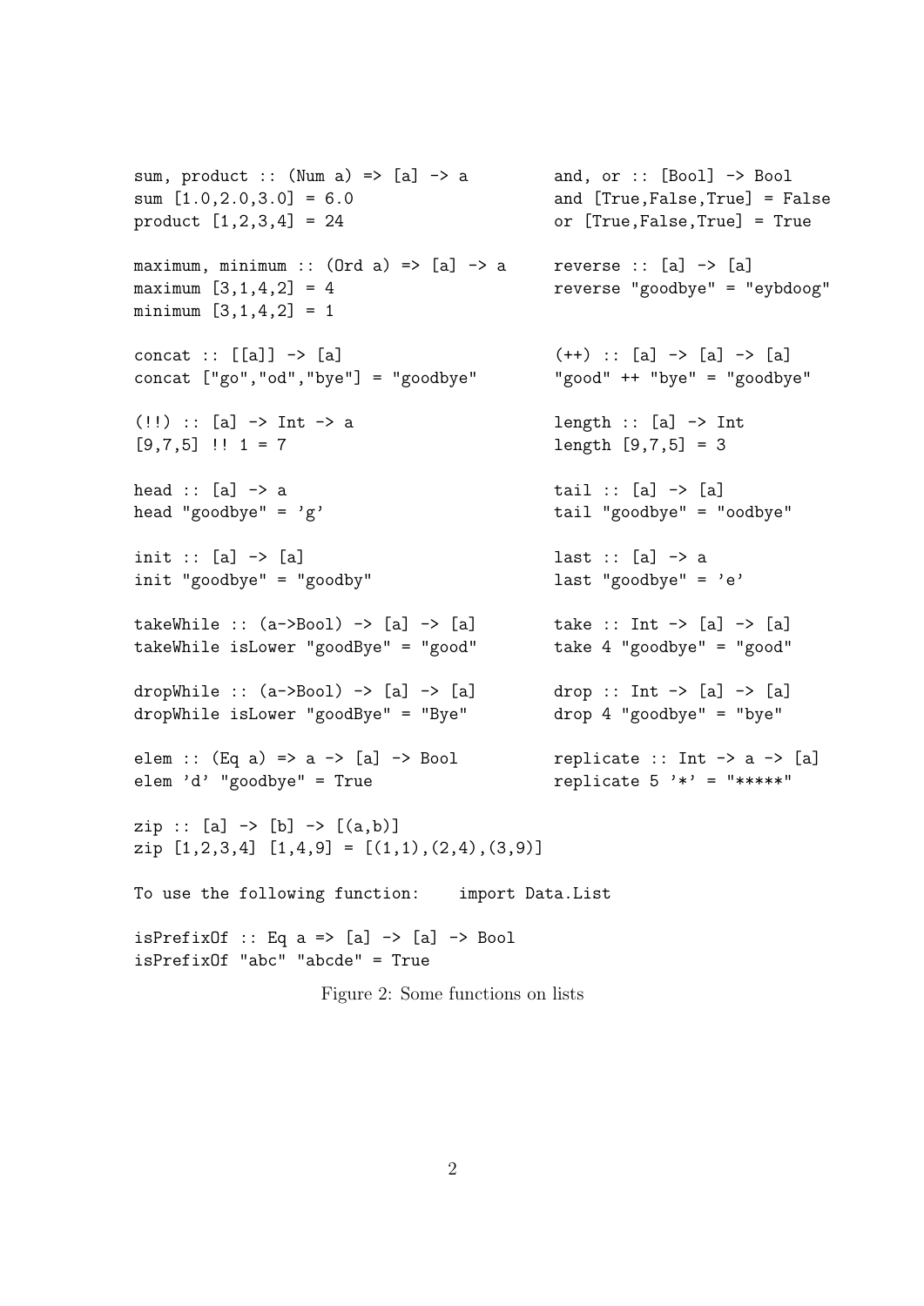```
sum, product :: (Num a) => [a] -> a
sum [1.0,2.0,3.0] = 6.0
product [1,2,3,4] = 24

and, or :: [Bool] -> Bool
and [True,False,True] = False
or [True,False,True] = True

maximum, minimum :: (Ord a) => [a] -> a
maximum [3,1,4,2] = 4
minimum [3,1,4,2] = 1

reverse :: [a] -> [a]
reverse "goodbye" = "eybdoog"

concat :: [[a]] -> [a]
concat ["go","od","bye"] = "goodbye"

(++) :: [a] -> [a] -> [a]
"good" ++ "bye" = "goodbye"

(!!) :: [a] -> Int -> a
[9,7,5] !! 1 = 7

length :: [a] -> Int
length [9,7,5] = 3

head :: [a] -> a
head "goodbye" = 'g'

tail :: [a] -> [a]
tail "goodbye" = "oodbye"

init :: [a] -> [a]
init "goodbye" = "goodby"

last :: [a] -> a
last "goodbye" = 'e'

takeWhile :: (a->Bool) -> [a] -> [a]
takeWhile isLower "goodBye" = "good"

take :: Int -> [a] -> [a]
take 4 "goodbye" = "good"

dropWhile :: (a->Bool) -> [a] -> [a]
dropWhile isLower "goodBye" = "Bye"

drop :: Int -> [a] -> [a]
drop 4 "goodbye" = "bye"

elem :: (Eq a) => a -> [a] -> Bool
elem 'd' "goodbye" = True

replicate :: Int -> a -> [a]
replicate 5 '*' = "*****"

zip :: [a] -> [b] -> [(a,b)]
zip [1,2,3,4] [1,4,9] = [(1,1),(2,4),(3,9)]

To use the following function:    import Data.List

isPrefixOf :: Eq a => [a] -> [a] -> Bool
isPrefixOf "abc" "abcde" = True
```

Figure 2: Some functions on lists